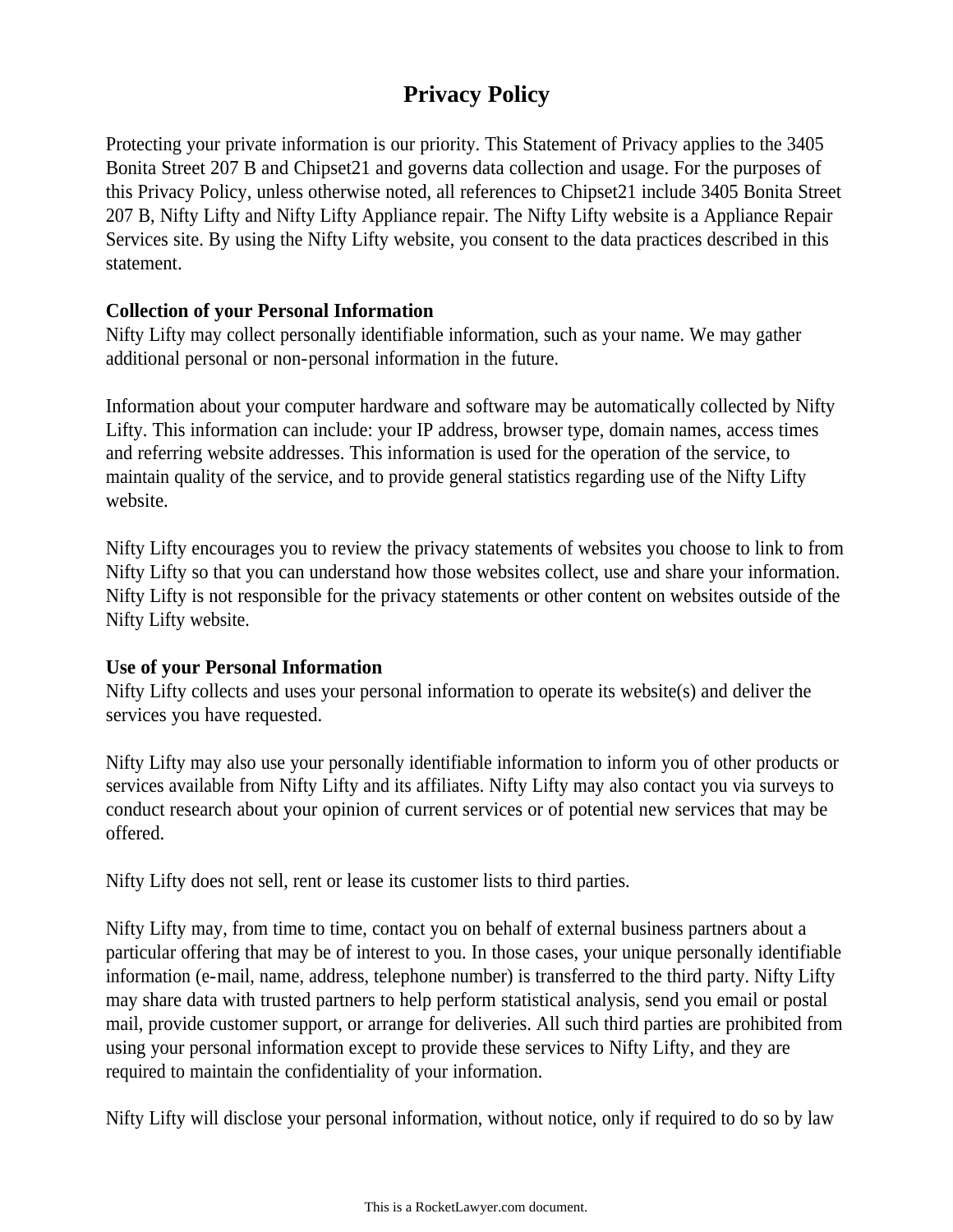# Privacy Policy

Protecting your private information is our priority. This Statement of Privacy applies to the 3405 Bonita Street 207 B and Chipset21 and governs data collection and usage. For the purposes of this Privacy Policy, unless otherwise noted, all references to Chipset21 include 3405 Bonita Street 207 B, Nifty Lifty and Nifty Lifty Appliance repair. The Nifty Lifty website is a Appliance Repair Services site. By using the Nifty Lifty website, you consent to the data practices described in this statement.

**Collection of your Personal Information**

Nifty Lifty may collect personally identifiable information, such as your name. We may gather additional personal or non-personal information in the future.

Information about your computer hardware and software may be automatically collected by Nifty Lifty. This information can include: your IP address, browser type, domain names, access times and referring website addresses. This information is used for the operation of the service, to maintain quality of the service, and to provide general statistics regarding use of the Nifty Lifty website.

Nifty Lifty encourages you to review the privacy statements of websites you choose to link to from Nifty Lifty so that you can understand how those websites collect, use and share your information. Nifty Lifty is not responsible for the privacy statements or other content on websites outside of the Nifty Lifty website.

**Use of your Personal Information**

Nifty Lifty collects and uses your personal information to operate its website(s) and deliver the services you have requested.

Nifty Lifty may also use your personally identifiable information to inform you of other products or services available from Nifty Lifty and its affiliates. Nifty Lifty may also contact you via surveys to conduct research about your opinion of current services or of potential new services that may be offered.

Nifty Lifty does not sell, rent or lease its customer lists to third parties.

Nifty Lifty may, from time to time, contact you on behalf of external business partners about a particular offering that may be of interest to you. In those cases, your unique personally identifiable information (e-mail, name, address, telephone number) is transferred to the third party. Nifty Lifty may share data with trusted partners to help perform statistical analysis, send you email or postal mail, provide customer support, or arrange for deliveries. All such third parties are prohibited from using your personal information except to provide these services to Nifty Lifty, and they are required to maintain the confidentiality of your information.

Nifty Lifty will disclose your personal information, without notice, only if required to do so by law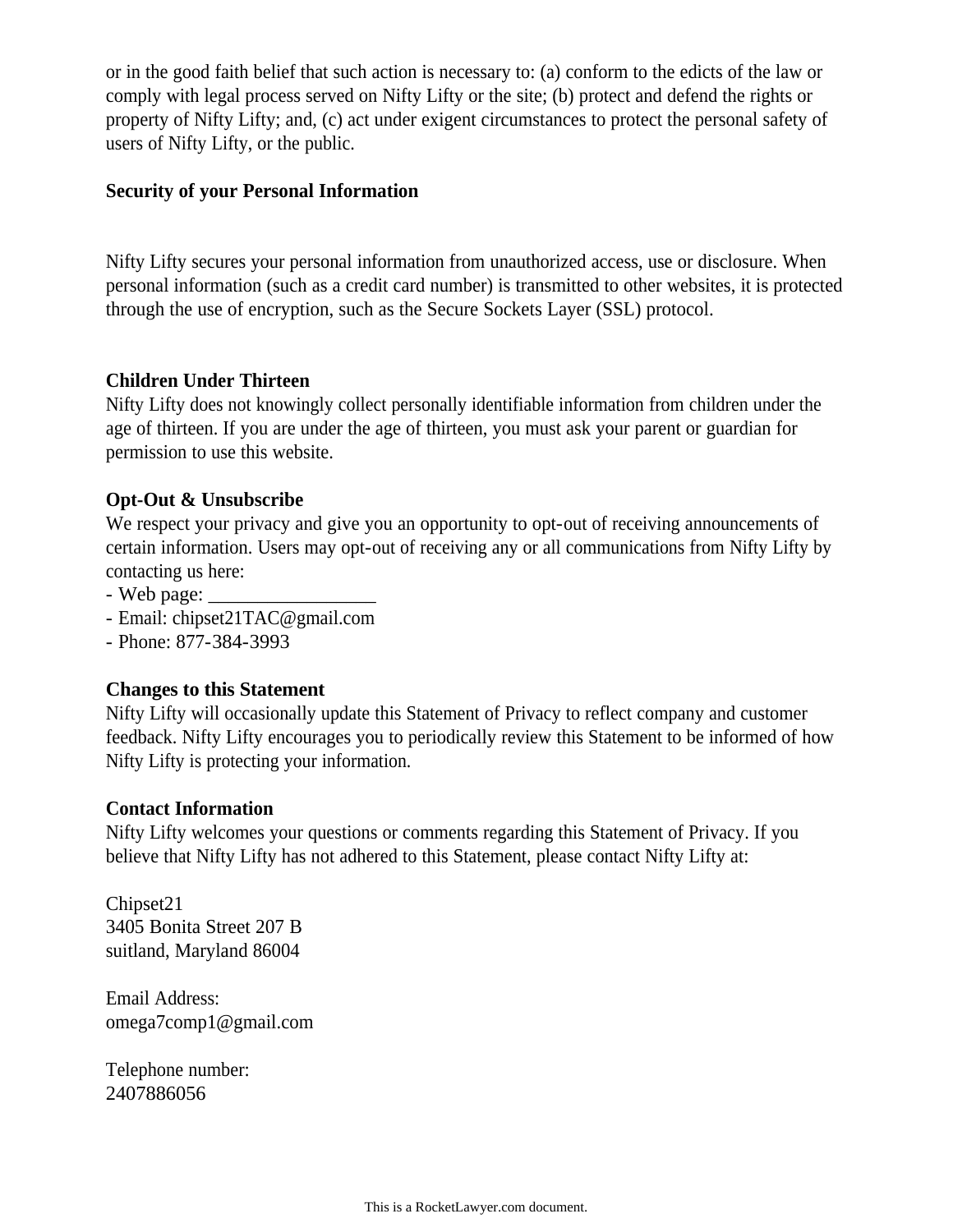or in the good faith belief that such action is necessary to: (a) conform to the edicts of the law or comply with legal process served on Nifty Lifty or the site; (b) protect and defend the rights or property of Nifty Lifty; and, (c) act under exigent circumstances to protect the personal safety of users of Nifty Lifty, or the public.

**Security of your Personal Information**

Nifty Lifty secures your personal information from unauthorized access, use or disclosure. When personal information (such as a credit card number) is transmitted to other websites, it is protected through the use of encryption, such as the Secure Sockets Layer (SSL) protocol.

**Children Under Thirteen**

Nifty Lifty does not knowingly collect personally identifiable information from children under the age of thirteen. If you are under the age of thirteen, you must ask your parent or guardian for permission to use this website.

**Opt-Out & Unsubscribe**

We respect your privacy and give you an opportunity to opt-out of receiving announcements of certain information. Users may opt-out of receiving any or all communications from Nifty Lifty by contacting us here:

- Web page: _________________
- Email: chipset21TAC@gmail.com
- Phone: 877-384-3993

**Changes to this Statement**

Nifty Lifty will occasionally update this Statement of Privacy to reflect company and customer feedback. Nifty Lifty encourages you to periodically review this Statement to be informed of how Nifty Lifty is protecting your information.

**Contact Information**

Nifty Lifty welcomes your questions or comments regarding this Statement of Privacy. If you believe that Nifty Lifty has not adhered to this Statement, please contact Nifty Lifty at:

Chipset21
3405 Bonita Street 207 B
suitland, Maryland 86004

Email Address:
omega7comp1@gmail.com

Telephone number:
2407886056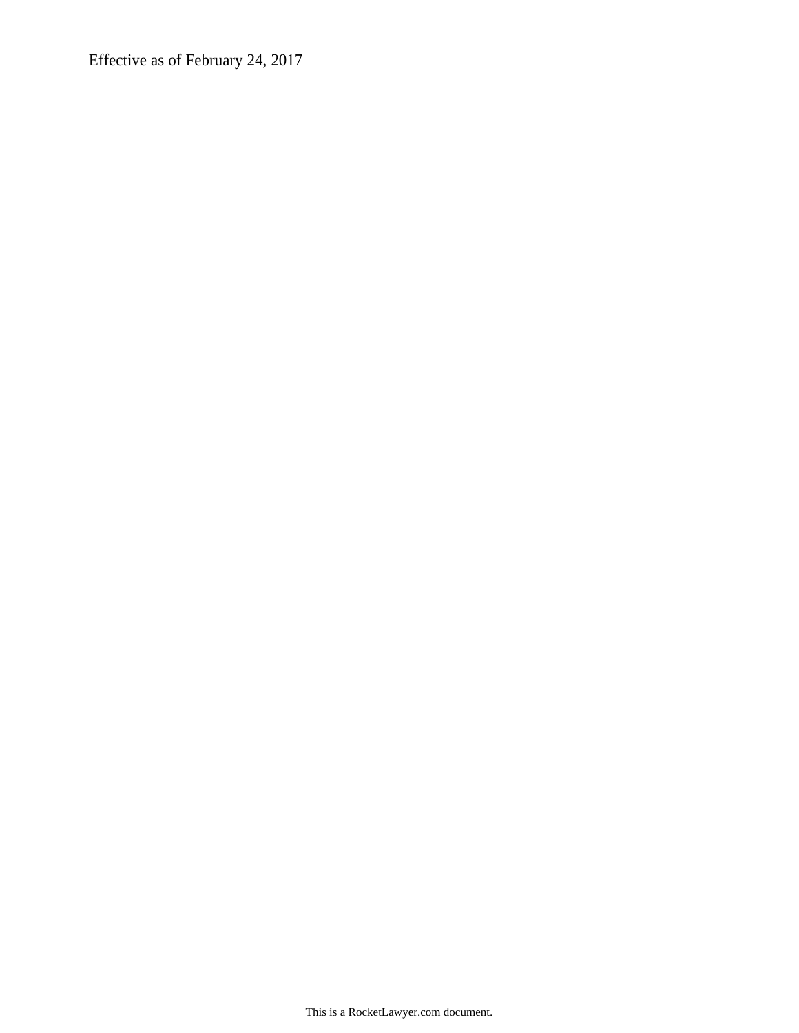Effective as of February 24, 2017

This is a RocketLawyer.com document.